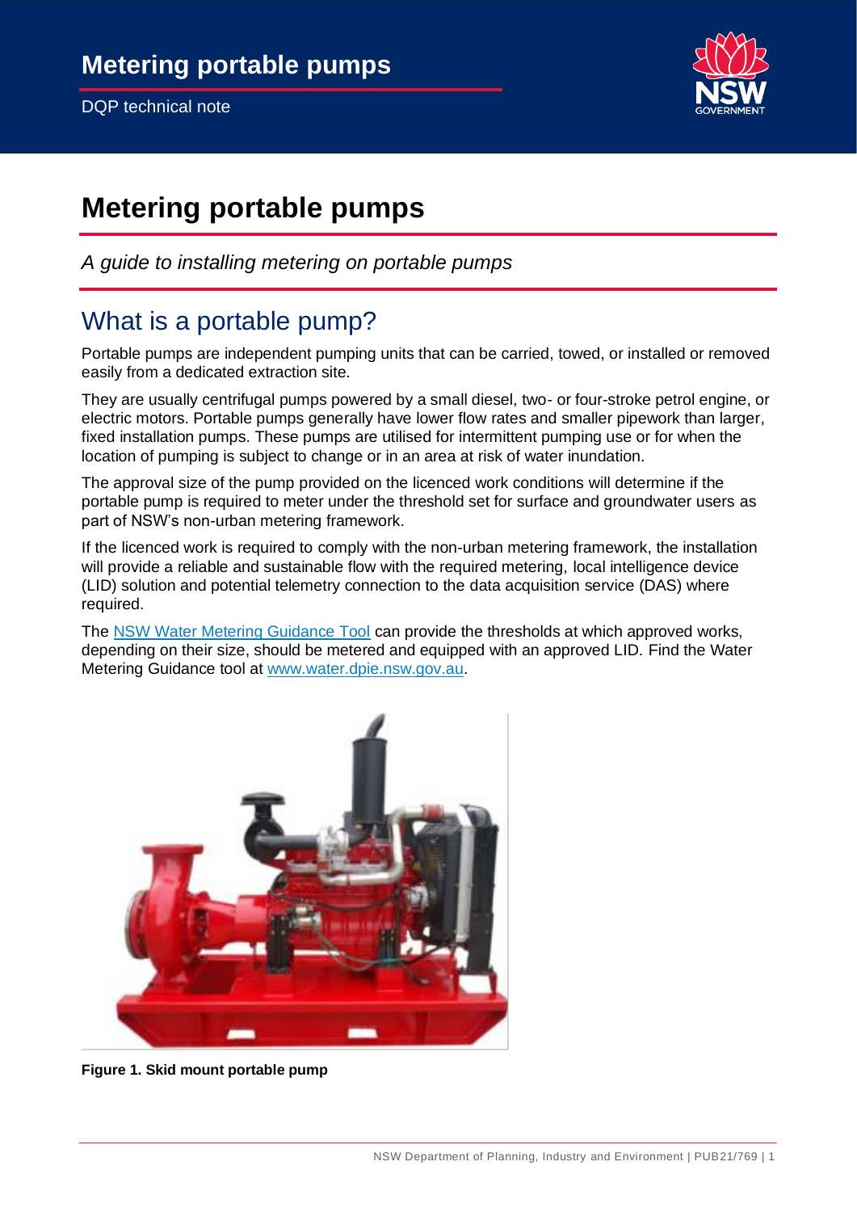# Metering portable pumps

*A guide to installing metering on portable pumps*

## What is a portable pump?

Portable pumps are independent pumping units that can be carried, towed, or installed or removed easily from a dedicated extraction site.

They are usually centrifugal pumps powered by a small diesel, two- or four-stroke petrol engine, or electric motors. Portable pumps generally have lower flow rates and smaller pipework than larger, fixed installation pumps. These pumps are utilised for intermittent pumping use or for when the location of pumping is subject to change or in an area at risk of water inundation.

The approval size of the pump provided on the licenced work conditions will determine if the portable pump is required to meter under the threshold set for surface and groundwater users as part of NSW's non-urban metering framework.

If the licenced work is required to comply with the non-urban metering framework, the installation will provide a reliable and sustainable flow with the required metering, local intelligence device (LID) solution and potential telemetry connection to the data acquisition service (DAS) where required.

The NSW Water Metering Guidance Tool can provide the thresholds at which approved works, depending on their size, should be metered and equipped with an approved LID. Find the Water Metering Guidance tool at www.water.dpie.nsw.gov.au.

**Figure 1. Skid mount portable pump**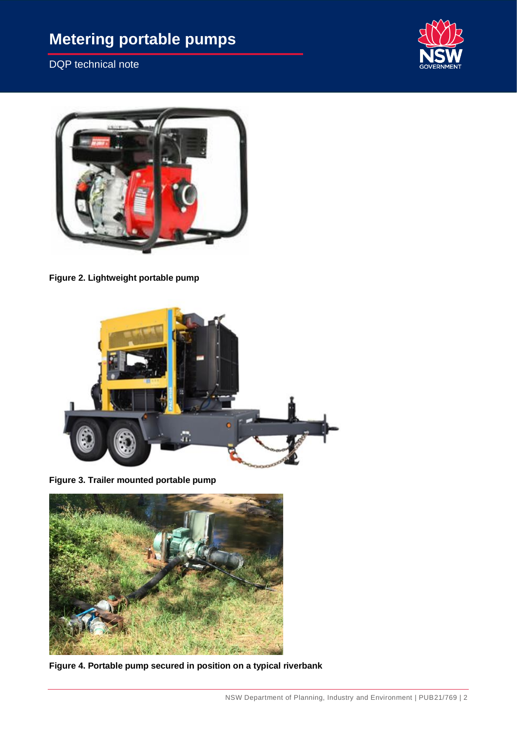Figure 2. Lightweight portable pump

Figure 3. Trailer mounted portable pump

Figure 4. Portable pump secured in position on a typical riverbank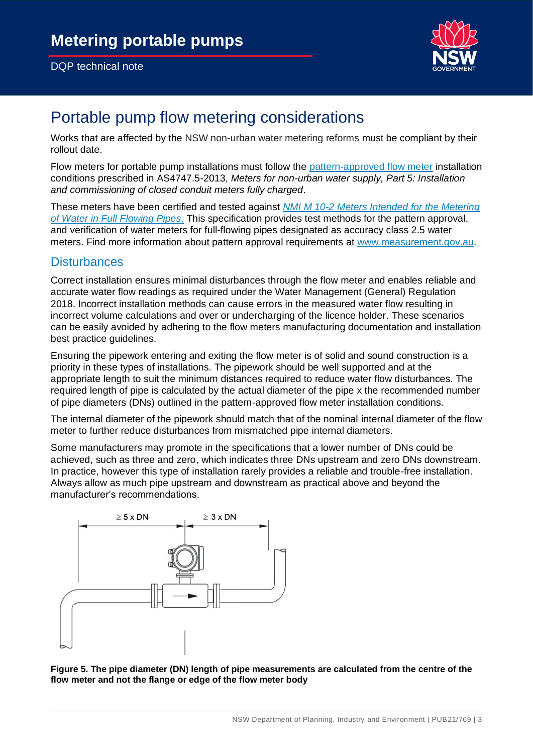# Metering portable pumps

DQP technical note

## Portable pump flow metering considerations

Works that are affected by the NSW non-urban water metering reforms must be compliant by their rollout date.

Flow meters for portable pump installations must follow the pattern-approved flow meter installation conditions prescribed in AS4747.5-2013, *Meters for non-urban water supply, Part 5: Installation and commissioning of closed conduit meters fully charged*.

These meters have been certified and tested against *NMI M 10-2 Meters Intended for the Metering of Water in Full Flowing Pipes*. This specification provides test methods for the pattern approval, and verification of water meters for full-flowing pipes designated as accuracy class 2.5 water meters. Find more information about pattern approval requirements at www.measurement.gov.au.

### Disturbances

Correct installation ensures minimal disturbances through the flow meter and enables reliable and accurate water flow readings as required under the Water Management (General) Regulation 2018. Incorrect installation methods can cause errors in the measured water flow resulting in incorrect volume calculations and over or undercharging of the licence holder. These scenarios can be easily avoided by adhering to the flow meters manufacturing documentation and installation best practice guidelines.

Ensuring the pipework entering and exiting the flow meter is of solid and sound construction is a priority in these types of installations. The pipework should be well supported and at the appropriate length to suit the minimum distances required to reduce water flow disturbances. The required length of pipe is calculated by the actual diameter of the pipe x the recommended number of pipe diameters (DNs) outlined in the pattern-approved flow meter installation conditions.

The internal diameter of the pipework should match that of the nominal internal diameter of the flow meter to further reduce disturbances from mismatched pipe internal diameters.

Some manufacturers may promote in the specifications that a lower number of DNs could be achieved, such as three and zero, which indicates three DNs upstream and zero DNs downstream. In practice, however this type of installation rarely provides a reliable and trouble-free installation. Always allow as much pipe upstream and downstream as practical above and beyond the manufacturer's recommendations.

≥ 5 x DN ≥ 3 x DN

**Figure 5. The pipe diameter (DN) length of pipe measurements are calculated from the centre of the flow meter and not the flange or edge of the flow meter body**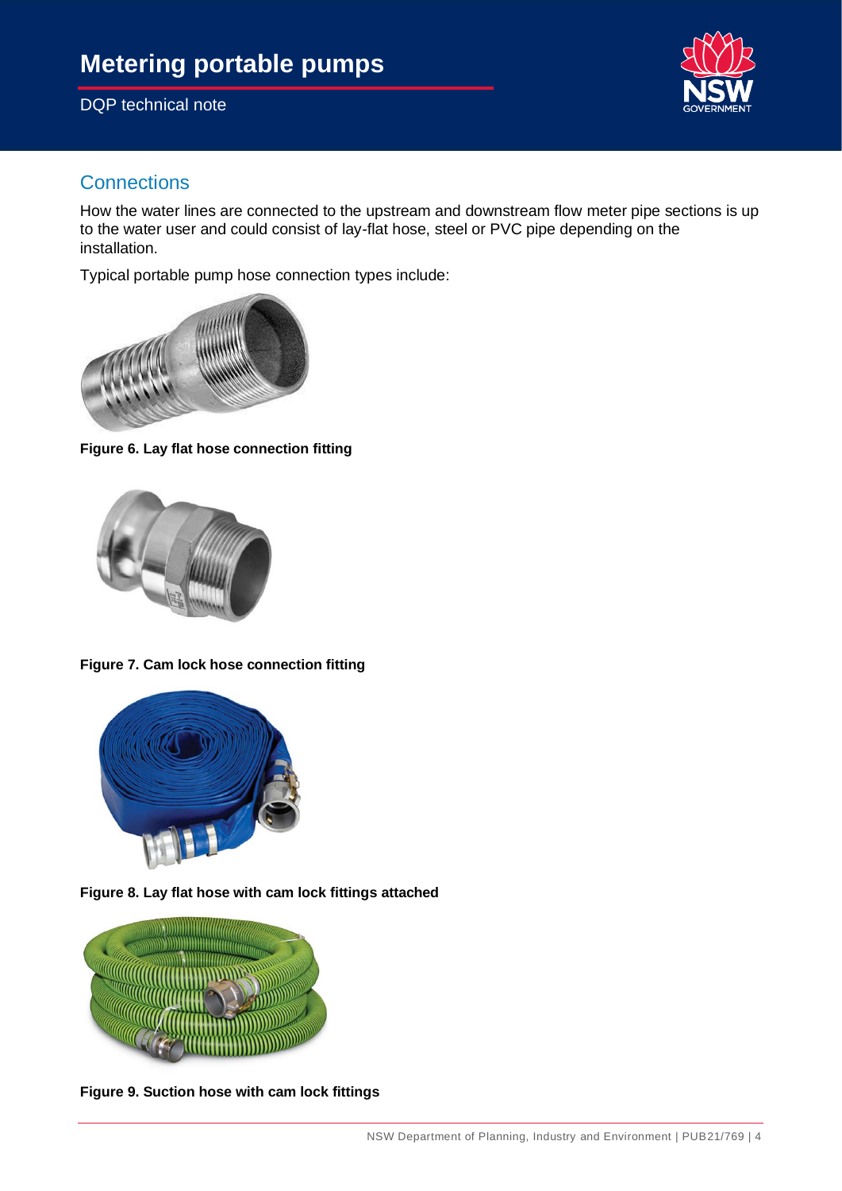## Connections

How the water lines are connected to the upstream and downstream flow meter pipe sections is up to the water user and could consist of lay-flat hose, steel or PVC pipe depending on the installation.

Typical portable pump hose connection types include:

**Figure 6. Lay flat hose connection fitting**

**Figure 7. Cam lock hose connection fitting**

**Figure 8. Lay flat hose with cam lock fittings attached**

**Figure 9. Suction hose with cam lock fittings**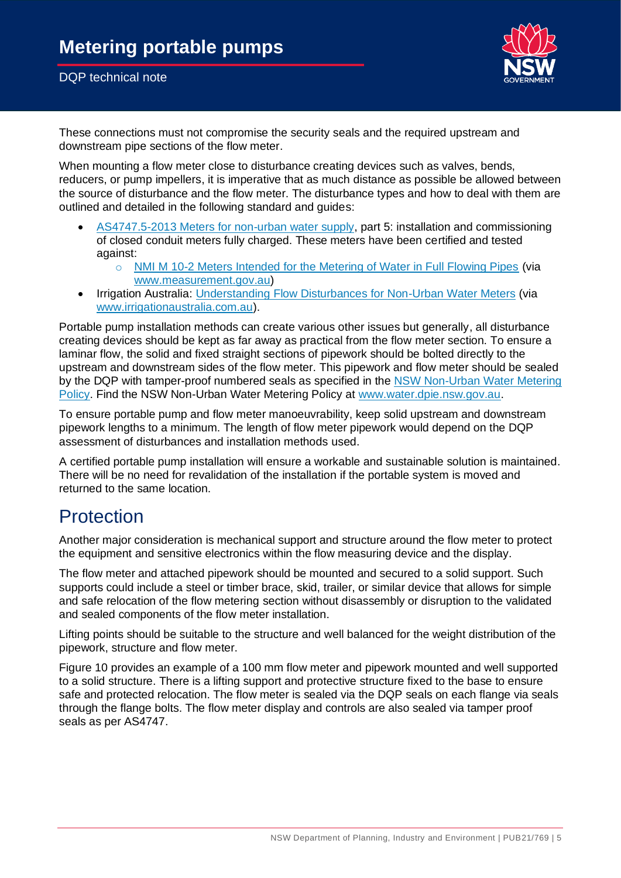These connections must not compromise the security seals and the required upstream and downstream pipe sections of the flow meter.

When mounting a flow meter close to disturbance creating devices such as valves, bends, reducers, or pump impellers, it is imperative that as much distance as possible be allowed between the source of disturbance and the flow meter. The disturbance types and how to deal with them are outlined and detailed in the following standard and guides:

- AS4747.5-2013 Meters for non-urban water supply, part 5: installation and commissioning of closed conduit meters fully charged. These meters have been certified and tested against:
    - NMI M 10-2 Meters Intended for the Metering of Water in Full Flowing Pipes (via www.measurement.gov.au)
- Irrigation Australia: Understanding Flow Disturbances for Non-Urban Water Meters (via www.irrigationaustralia.com.au).

Portable pump installation methods can create various other issues but generally, all disturbance creating devices should be kept as far away as practical from the flow meter section. To ensure a laminar flow, the solid and fixed straight sections of pipework should be bolted directly to the upstream and downstream sides of the flow meter. This pipework and flow meter should be sealed by the DQP with tamper-proof numbered seals as specified in the NSW Non-Urban Water Metering Policy. Find the NSW Non-Urban Water Metering Policy at www.water.dpie.nsw.gov.au.

To ensure portable pump and flow meter manoeuvrability, keep solid upstream and downstream pipework lengths to a minimum. The length of flow meter pipework would depend on the DQP assessment of disturbances and installation methods used.

A certified portable pump installation will ensure a workable and sustainable solution is maintained. There will be no need for revalidation of the installation if the portable system is moved and returned to the same location.

## Protection

Another major consideration is mechanical support and structure around the flow meter to protect the equipment and sensitive electronics within the flow measuring device and the display.

The flow meter and attached pipework should be mounted and secured to a solid support. Such supports could include a steel or timber brace, skid, trailer, or similar device that allows for simple and safe relocation of the flow metering section without disassembly or disruption to the validated and sealed components of the flow meter installation.

Lifting points should be suitable to the structure and well balanced for the weight distribution of the pipework, structure and flow meter.

Figure 10 provides an example of a 100 mm flow meter and pipework mounted and well supported to a solid structure. There is a lifting support and protective structure fixed to the base to ensure safe and protected relocation. The flow meter is sealed via the DQP seals on each flange via seals through the flange bolts. The flow meter display and controls are also sealed via tamper proof seals as per AS4747.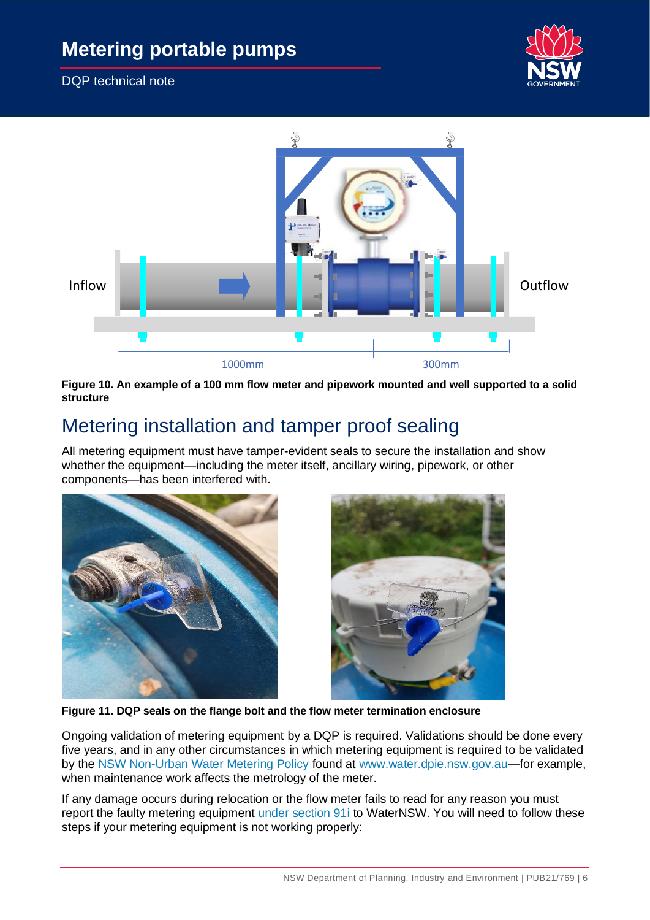Figure 10. An example of a 100 mm flow meter and pipework mounted and well supported to a solid structure

## Metering installation and tamper proof sealing

All metering equipment must have tamper-evident seals to secure the installation and show whether the equipment—including the meter itself, ancillary wiring, pipework, or other components—has been interfered with.

**Figure 11. DQP seals on the flange bolt and the flow meter termination enclosure**

Ongoing validation of metering equipment by a DQP is required. Validations should be done every five years, and in any other circumstances in which metering equipment is required to be validated by the NSW Non-Urban Water Metering Policy found at www.water.dpie.nsw.gov.au—for example, when maintenance work affects the metrology of the meter.

If any damage occurs during relocation or the flow meter fails to read for any reason you must report the faulty metering equipment under section 91i to WaterNSW. You will need to follow these steps if your metering equipment is not working properly: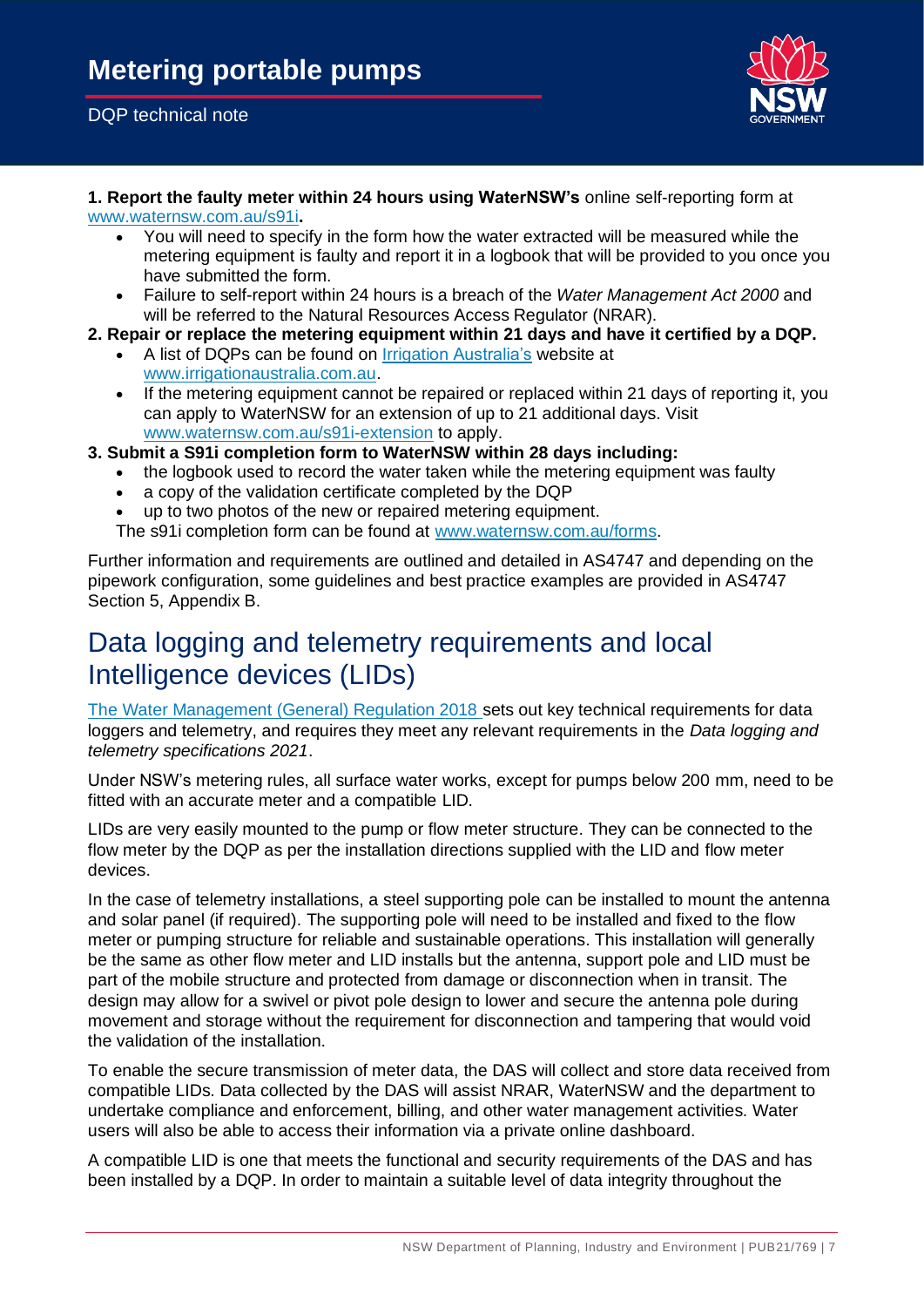**1. Report the faulty meter within 24 hours using WaterNSW's** online self-reporting form at [www.waternsw.com.au/s91i](www.waternsw.com.au/s91i)**.**

- You will need to specify in the form how the water extracted will be measured while the metering equipment is faulty and report it in a logbook that will be provided to you once you have submitted the form.
- Failure to self-report within 24 hours is a breach of the *Water Management Act 2000* and will be referred to the Natural Resources Access Regulator (NRAR).

**2. Repair or replace the metering equipment within 21 days and have it certified by a DQP.**

- A list of DQPs can be found on Irrigation Australia's website at [www.irrigationaustralia.com.au](www.irrigationaustralia.com.au).
- If the metering equipment cannot be repaired or replaced within 21 days of reporting it, you can apply to WaterNSW for an extension of up to 21 additional days. Visit [www.waternsw.com.au/s91i-extension](www.waternsw.com.au/s91i-extension) to apply.

**3. Submit a S91i completion form to WaterNSW within 28 days including:**

- the logbook used to record the water taken while the metering equipment was faulty
- a copy of the validation certificate completed by the DQP
- up to two photos of the new or repaired metering equipment.

The s91i completion form can be found at [www.waternsw.com.au/forms](www.waternsw.com.au/forms).

Further information and requirements are outlined and detailed in AS4747 and depending on the pipework configuration, some guidelines and best practice examples are provided in AS4747 Section 5, Appendix B.

# Data logging and telemetry requirements and local Intelligence devices (LIDs)

The Water Management (General) Regulation 2018 sets out key technical requirements for data loggers and telemetry, and requires they meet any relevant requirements in the *Data logging and telemetry specifications 2021*.

Under NSW's metering rules, all surface water works, except for pumps below 200 mm, need to be fitted with an accurate meter and a compatible LID.

LIDs are very easily mounted to the pump or flow meter structure. They can be connected to the flow meter by the DQP as per the installation directions supplied with the LID and flow meter devices.

In the case of telemetry installations, a steel supporting pole can be installed to mount the antenna and solar panel (if required). The supporting pole will need to be installed and fixed to the flow meter or pumping structure for reliable and sustainable operations. This installation will generally be the same as other flow meter and LID installs but the antenna, support pole and LID must be part of the mobile structure and protected from damage or disconnection when in transit. The design may allow for a swivel or pivot pole design to lower and secure the antenna pole during movement and storage without the requirement for disconnection and tampering that would void the validation of the installation.

To enable the secure transmission of meter data, the DAS will collect and store data received from compatible LIDs. Data collected by the DAS will assist NRAR, WaterNSW and the department to undertake compliance and enforcement, billing, and other water management activities. Water users will also be able to access their information via a private online dashboard.

A compatible LID is one that meets the functional and security requirements of the DAS and has been installed by a DQP. In order to maintain a suitable level of data integrity throughout the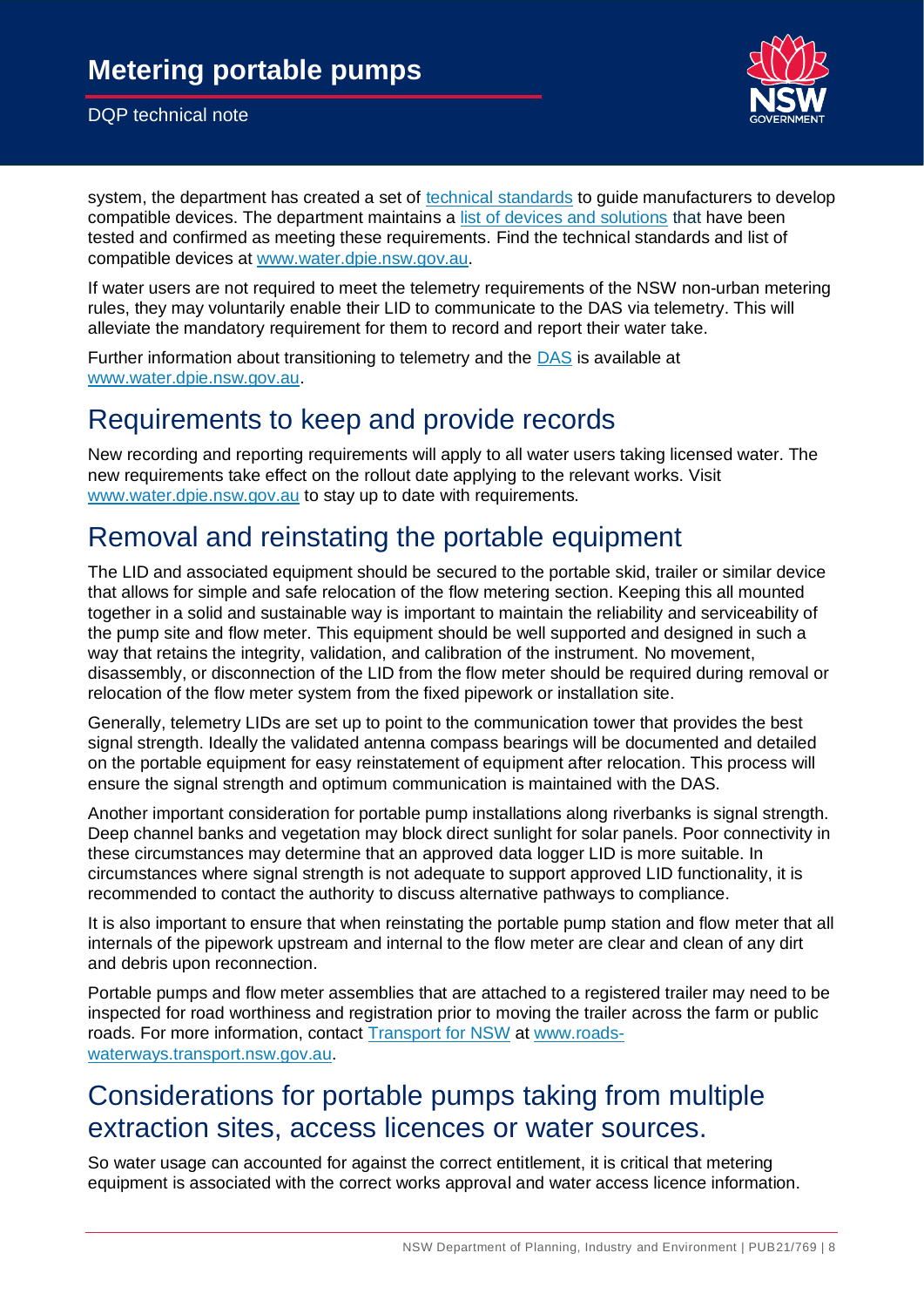system, the department has created a set of [technical standards](technical standards) to guide manufacturers to develop compatible devices. The department maintains a [list of devices and solutions](list of devices and solutions) that have been tested and confirmed as meeting these requirements. Find the technical standards and list of compatible devices at [www.water.dpie.nsw.gov.au](www.water.dpie.nsw.gov.au).

If water users are not required to meet the telemetry requirements of the NSW non-urban metering rules, they may voluntarily enable their LID to communicate to the DAS via telemetry. This will alleviate the mandatory requirement for them to record and report their water take.

Further information about transitioning to telemetry and the DAS is available at www.water.dpie.nsw.gov.au.

## Requirements to keep and provide records

New recording and reporting requirements will apply to all water users taking licensed water. The new requirements take effect on the rollout date applying to the relevant works. Visit www.water.dpie.nsw.gov.au to stay up to date with requirements.

## Removal and reinstating the portable equipment

The LID and associated equipment should be secured to the portable skid, trailer or similar device that allows for simple and safe relocation of the flow metering section. Keeping this all mounted together in a solid and sustainable way is important to maintain the reliability and serviceability of the pump site and flow meter. This equipment should be well supported and designed in such a way that retains the integrity, validation, and calibration of the instrument. No movement, disassembly, or disconnection of the LID from the flow meter should be required during removal or relocation of the flow meter system from the fixed pipework or installation site.

Generally, telemetry LIDs are set up to point to the communication tower that provides the best signal strength. Ideally the validated antenna compass bearings will be documented and detailed on the portable equipment for easy reinstatement of equipment after relocation. This process will ensure the signal strength and optimum communication is maintained with the DAS.

Another important consideration for portable pump installations along riverbanks is signal strength. Deep channel banks and vegetation may block direct sunlight for solar panels. Poor connectivity in these circumstances may determine that an approved data logger LID is more suitable. In circumstances where signal strength is not adequate to support approved LID functionality, it is recommended to contact the authority to discuss alternative pathways to compliance.

It is also important to ensure that when reinstating the portable pump station and flow meter that all internals of the pipework upstream and internal to the flow meter are clear and clean of any dirt and debris upon reconnection.

Portable pumps and flow meter assemblies that are attached to a registered trailer may need to be inspected for road worthiness and registration prior to moving the trailer across the farm or public roads. For more information, contact Transport for NSW at www.roads-waterways.transport.nsw.gov.au.

## Considerations for portable pumps taking from multiple extraction sites, access licences or water sources.

So water usage can accounted for against the correct entitlement, it is critical that metering equipment is associated with the correct works approval and water access licence information.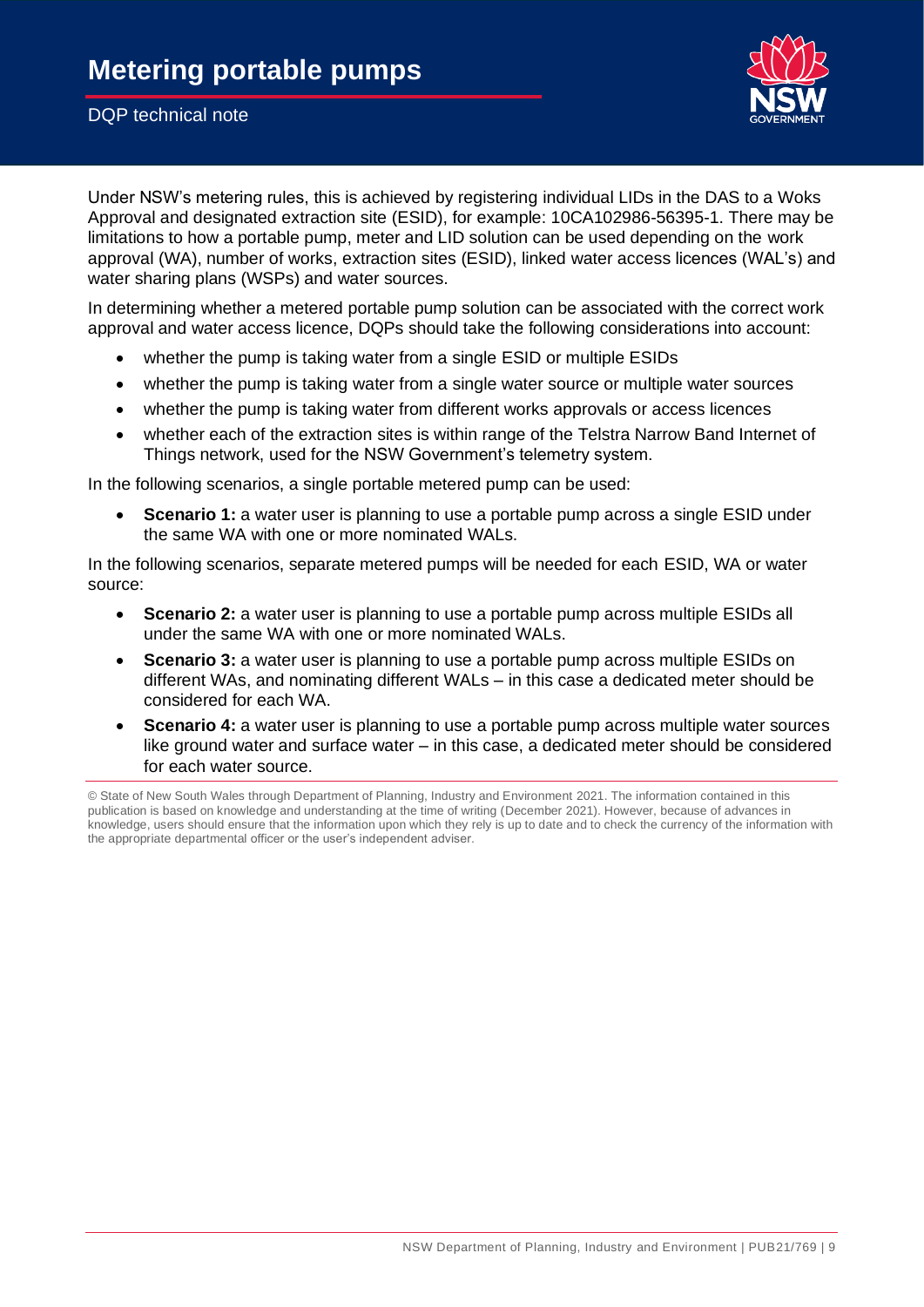Under NSW’s metering rules, this is achieved by registering individual LIDs in the DAS to a Woks Approval and designated extraction site (ESID), for example: 10CA102986-56395-1. There may be limitations to how a portable pump, meter and LID solution can be used depending on the work approval (WA), number of works, extraction sites (ESID), linked water access licences (WAL’s) and water sharing plans (WSPs) and water sources.

In determining whether a metered portable pump solution can be associated with the correct work approval and water access licence, DQPs should take the following considerations into account:

- whether the pump is taking water from a single ESID or multiple ESIDs
- whether the pump is taking water from a single water source or multiple water sources
- whether the pump is taking water from different works approvals or access licences
- whether each of the extraction sites is within range of the Telstra Narrow Band Internet of Things network, used for the NSW Government’s telemetry system.

In the following scenarios, a single portable metered pump can be used:

- **Scenario 1:** a water user is planning to use a portable pump across a single ESID under the same WA with one or more nominated WALs.

In the following scenarios, separate metered pumps will be needed for each ESID, WA or water source:

- **Scenario 2:** a water user is planning to use a portable pump across multiple ESIDs all under the same WA with one or more nominated WALs.
- **Scenario 3:** a water user is planning to use a portable pump across multiple ESIDs on different WAs, and nominating different WALs – in this case a dedicated meter should be considered for each WA.
- **Scenario 4:** a water user is planning to use a portable pump across multiple water sources like ground water and surface water – in this case, a dedicated meter should be considered for each water source.

© State of New South Wales through Department of Planning, Industry and Environment 2021. The information contained in this publication is based on knowledge and understanding at the time of writing (December 2021). However, because of advances in knowledge, users should ensure that the information upon which they rely is up to date and to check the currency of the information with the appropriate departmental officer or the user’s independent adviser.